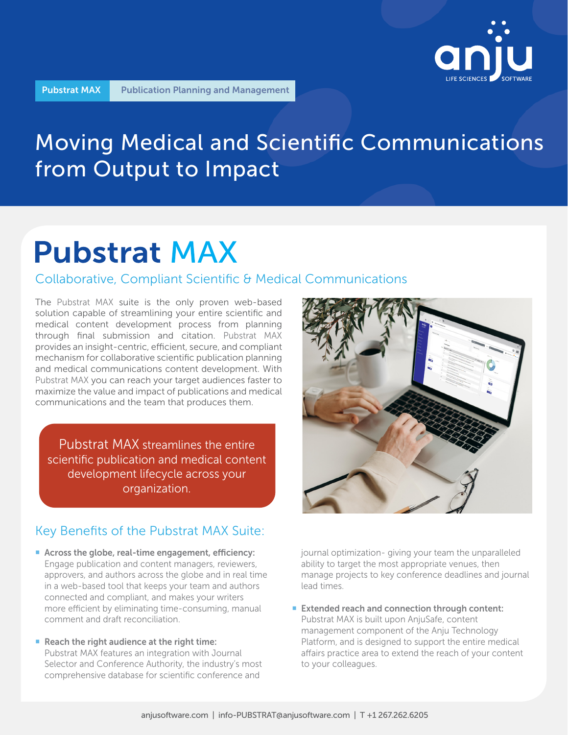Pubstrat MAX | Publication Planning and Management

# Moving Medical and Scientific Communications from Output to Impact

# Pubstrat MAX

## Collaborative, Compliant Scientific & Medical Communications

The Pubstrat MAX suite is the only proven web-based solution capable of streamlining your entire scientific and medical content development process from planning through final submission and citation. Pubstrat MAX provides an insight-centric, efficient, secure, and compliant mechanism for collaborative scientific publication planning and medical communications content development. With Pubstrat MAX you can reach your target audiences faster to maximize the value and impact of publications and medical communications and the team that produces them.

> Pubstrat MAX streamlines the entire scientific publication and medical content development lifecycle across your organization.

## Key Benefits of the Pubstrat MAX Suite:

- **Across the globe, real-time engagement, efficiency:** Engage publication and content managers, reviewers, approvers, and authors across the globe and in real time in a web-based tool that keeps your team and authors connected and compliant, and makes your writers more efficient by eliminating time-consuming, manual comment and draft reconciliation.

- **Reach the right audience at the right time:** Pubstrat MAX features an integration with Journal Selector and Conference Authority, the industry's most comprehensive database for scientific conference and journal optimization- giving your team the unparalleled ability to target the most appropriate venues, then manage projects to key conference deadlines and journal lead times.

- **Extended reach and connection through content:** Pubstrat MAX is built upon AnjuSafe, content management component of the Anju Technology Platform, and is designed to support the entire medical affairs practice area to extend the reach of your content to your colleagues.

anjusoftware.com | info-PUBSTRAT@anjusoftware.com | T +1 267.262.6205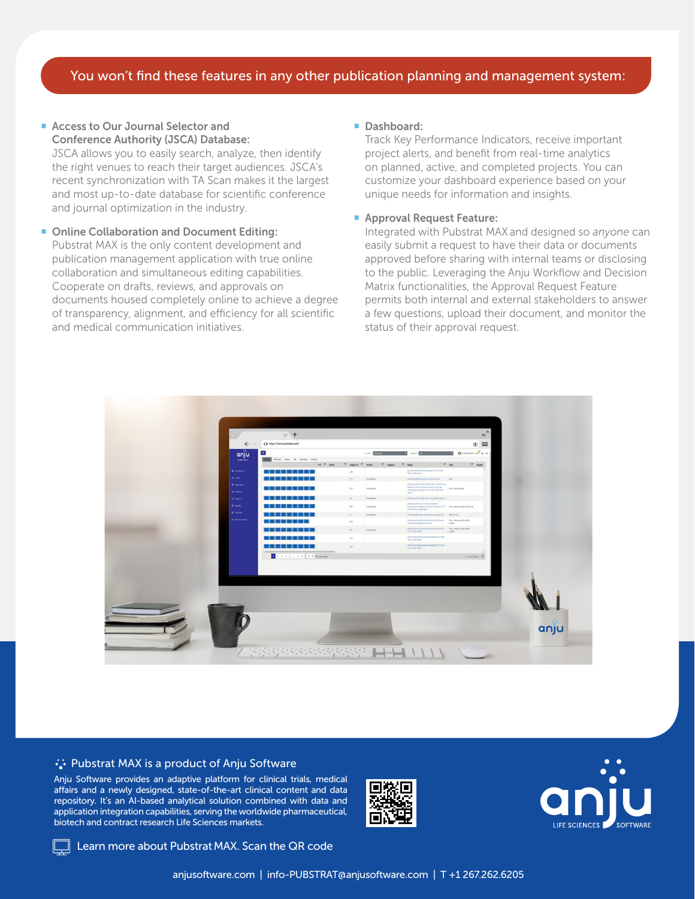## You won't find these features in any other publication planning and management system:

- **Access to Our Journal Selector and Conference Authority (JSCA) Database:**
  JSCA allows you to easily search, analyze, then identify the right venues to reach their target audiences. JSCA's recent synchronization with TA Scan makes it the largest and most up-to-date database for scientific conference and journal optimization in the industry.

- **Online Collaboration and Document Editing:**
  Pubstrat MAX is the only content development and publication management application with true online collaboration and simultaneous editing capabilities. Cooperate on drafts, reviews, and approvals on documents housed completely online to achieve a degree of transparency, alignment, and efficiency for all scientific and medical communication initiatives.

- **Dashboard:**
  Track Key Performance Indicators, receive important project alerts, and benefit from real-time analytics on planned, active, and completed projects. You can customize your dashboard experience based on your unique needs for information and insights.

- **Approval Request Feature:**
  Integrated with Pubstrat MAX and designed so *anyone* can easily submit a request to have their data or documents approved before sharing with internal teams or disclosing to the public. Leveraging the Anju Workflow and Decision Matrix functionalities, the Approval Request Feature permits both internal and external stakeholders to answer a few questions, upload their document, and monitor the status of their approval request.

### Pubstrat MAX is a product of Anju Software

Anju Software provides an adaptive platform for clinical trials, medical affairs and a newly designed, state-of-the-art clinical content and data repository. It's an AI-based analytical solution combined with data and application integration capabilities, serving the worldwide pharmaceutical, biotech and contract research Life Sciences markets.

Learn more about Pubstrat MAX. Scan the QR code

anju LIFE SCIENCES SOFTWARE

anjusoftware.com | info-PUBSTRAT@anjusoftware.com | T +1 267.262.6205